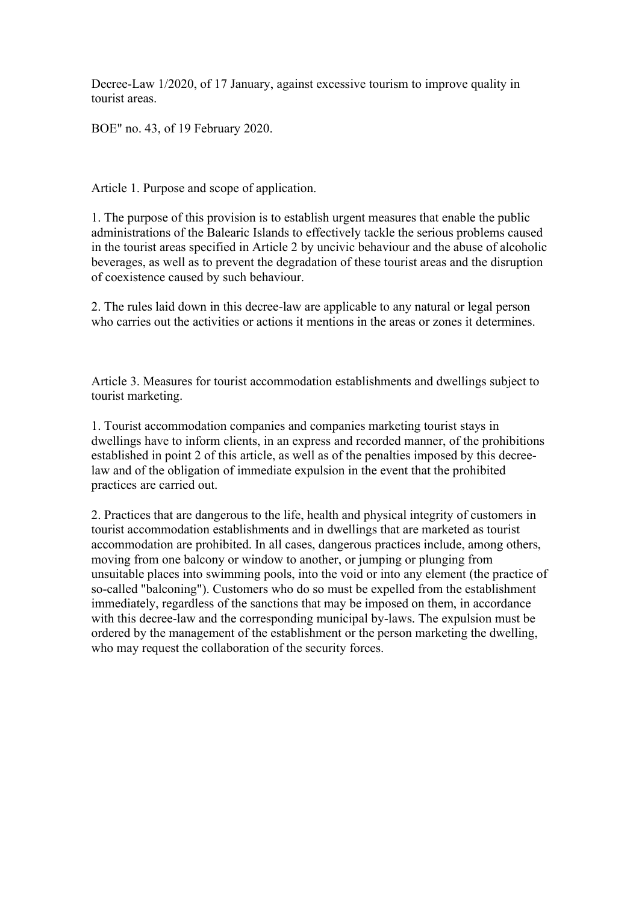Decree-Law 1/2020, of 17 January, against excessive tourism to improve quality in tourist areas.

BOE" no. 43, of 19 February 2020.

Article 1. Purpose and scope of application.

1. The purpose of this provision is to establish urgent measures that enable the public administrations of the Balearic Islands to effectively tackle the serious problems caused in the tourist areas specified in Article 2 by uncivic behaviour and the abuse of alcoholic beverages, as well as to prevent the degradation of these tourist areas and the disruption of coexistence caused by such behaviour.

2. The rules laid down in this decree-law are applicable to any natural or legal person who carries out the activities or actions it mentions in the areas or zones it determines.

Article 3. Measures for tourist accommodation establishments and dwellings subject to tourist marketing.

1. Tourist accommodation companies and companies marketing tourist stays in dwellings have to inform clients, in an express and recorded manner, of the prohibitions established in point 2 of this article, as well as of the penalties imposed by this decree-law and of the obligation of immediate expulsion in the event that the prohibited practices are carried out.

2. Practices that are dangerous to the life, health and physical integrity of customers in tourist accommodation establishments and in dwellings that are marketed as tourist accommodation are prohibited. In all cases, dangerous practices include, among others, moving from one balcony or window to another, or jumping or plunging from unsuitable places into swimming pools, into the void or into any element (the practice of so-called "balconing"). Customers who do so must be expelled from the establishment immediately, regardless of the sanctions that may be imposed on them, in accordance with this decree-law and the corresponding municipal by-laws. The expulsion must be ordered by the management of the establishment or the person marketing the dwelling, who may request the collaboration of the security forces.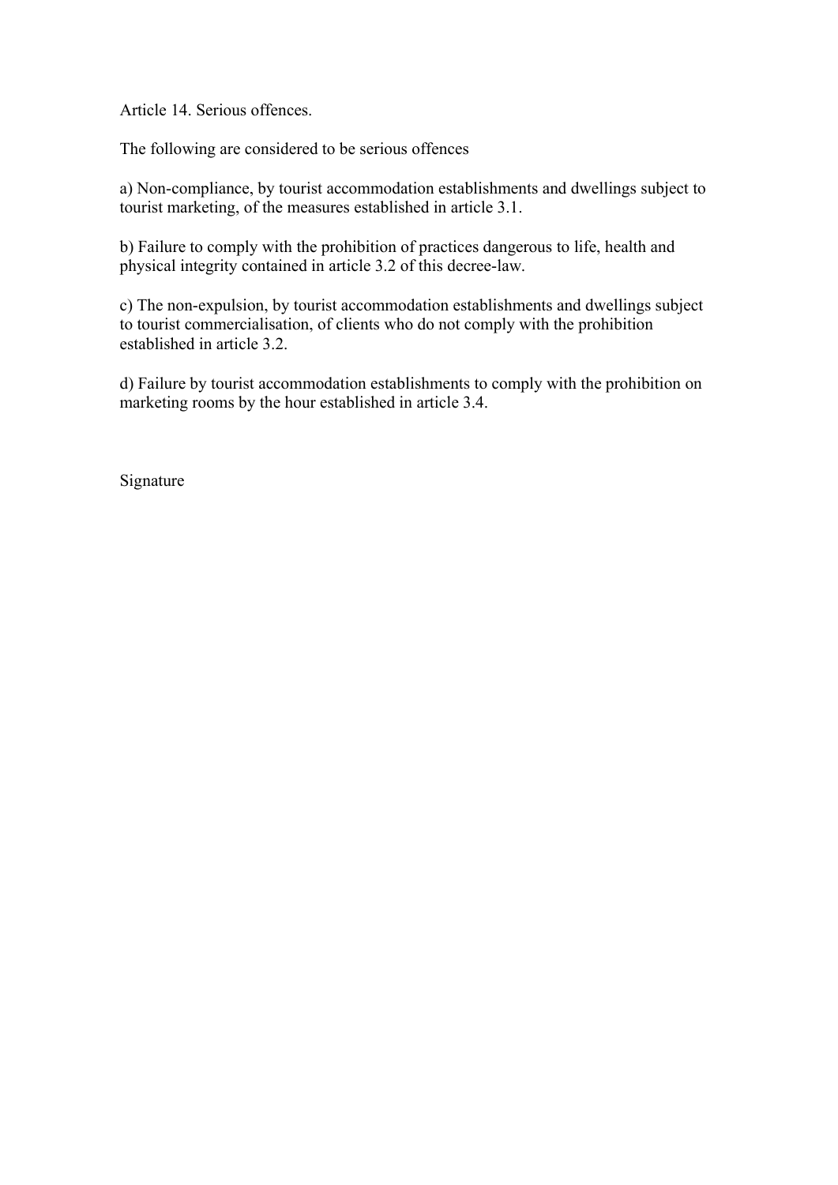Article 14. Serious offences.

The following are considered to be serious offences

a) Non-compliance, by tourist accommodation establishments and dwellings subject to tourist marketing, of the measures established in article 3.1.

b) Failure to comply with the prohibition of practices dangerous to life, health and physical integrity contained in article 3.2 of this decree-law.

c) The non-expulsion, by tourist accommodation establishments and dwellings subject to tourist commercialisation, of clients who do not comply with the prohibition established in article 3.2.

d) Failure by tourist accommodation establishments to comply with the prohibition on marketing rooms by the hour established in article 3.4.

Signature